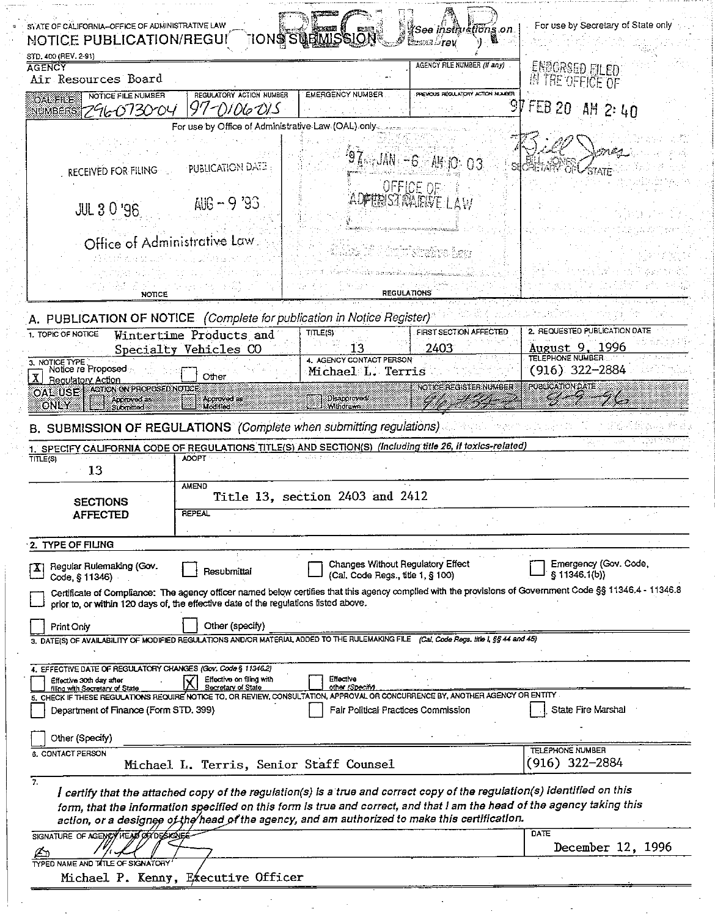STATE OF CALIFORNIA—OFFICE OF ADMINISTRATIVE LAW

# NOTICE PUBLICATION/REGULATIONS SUBMISSION

REGULAR

(See instructions on reverse)

STD. 400 (REV. 2-91)

For use by Secretary of State only

| AGENCY | | AGENCY FILE NUMBER (If any) |
|---|---|---|
| Air Resources Board | | |

| OAL FILE NUMBERS | NOTICE FILE NUMBER | REGULATORY ACTION NUMBER | EMERGENCY NUMBER | PREVIOUS REGULATORY ACTION NUMBER |
|---|---|---|---|---|
| | Z96-0730-04 | 97-0106-01S | | |

ENDORSED FILED IN THE OFFICE OF

97 FEB 20 AM 2:40

Bill Jones
BILL JONES SECRETARY OF STATE

For use by Office of Administrative Law (OAL) only

| NOTICE | | REGULATIONS |
|---|---|---|
| RECEIVED FOR FILING JUL 30 '96 | PUBLICATION DATE AUG - 9 '96 | 97 JAN -6 AM 10:03 |
| Office of Administrative Law | | OFFICE OF ADMINISTRATIVE LAW |

## A. PUBLICATION OF NOTICE *(Complete for publication in Notice Register)*

| 1. TOPIC OF NOTICE | TITLE(S) | FIRST SECTION AFFECTED | 2. REQUESTED PUBLICATION DATE |
|---|---|---|---|
| Wintertime Products and Specialty Vehicles CO | 13 | 2403 | August 9, 1996 |

3. NOTICE TYPE
- [X] Notice re Proposed Regulatory Action
- [ ] Other

4. AGENCY CONTACT PERSON: Michael L. Terris

TELEPHONE NUMBER: (916) 322-2884

OAL USE ONLY — ACTION ON PROPOSED NOTICE: [ ] Approved as Submitted [ ] Approved as Modified [ ] Disapproved/Withdrawn

NOTICE REGISTER NUMBER: 96, 32-Z

PUBLICATION DATE: 8-9-96

## B. SUBMISSION OF REGULATIONS *(Complete when submitting regulations)*

1. SPECIFY CALIFORNIA CODE OF REGULATIONS TITLE(S) AND SECTION(S) (Including title 26, if toxics-related)

| TITLE(S) | |
|---|---|
| 13 | ADOPT |
| SECTIONS AFFECTED | AMEND: Title 13, section 2403 and 2412 |
| | REPEAL |

2. TYPE OF FILING

- [X] Regular Rulemaking (Gov. Code, § 11346)
- [ ] Resubmittal
- [ ] Changes Without Regulatory Effect (Cal. Code Regs., title 1, § 100)
- [ ] Emergency (Gov. Code, § 11346.1(b))
- [ ] Certificate of Compliance: The agency officer named below certifies that this agency complied with the provisions of Government Code §§ 11346.4 - 11346.8 prior to, or within 120 days of, the effective date of the regulations listed above.
- [ ] Print Only
- [ ] Other (specify)

3. DATE(S) OF AVAILABILITY OF MODIFIED REGULATIONS AND/OR MATERIAL ADDED TO THE RULEMAKING FILE (Cal. Code Regs. title I, §§ 44 and 45)

4. EFFECTIVE DATE OF REGULATORY CHANGES (Gov. Code § 11346.2)

- [ ] Effective 30th day after filing with Secretary of State
- [X] Effective on filing with Secretary of State
- [ ] Effective other (Specify)

5. CHECK IF THESE REGULATIONS REQUIRE NOTICE TO, OR REVIEW, CONSULTATION, APPROVAL OR CONCURRENCE BY, ANOTHER AGENCY OR ENTITY

- [ ] Department of Finance (Form STD. 399)
- [ ] Fair Political Practices Commission
- [ ] State Fire Marshal
- [ ] Other (Specify)

6. CONTACT PERSON: Michael L. Terris, Senior Staff Counsel

TELEPHONE NUMBER: (916) 322-2884

7. *I certify that the attached copy of the regulation(s) is a true and correct copy of the regulation(s) identified on this form, that the information specified on this form is true and correct, and that I am the head of the agency taking this action, or a designee of the head of the agency, and am authorized to make this certification.*

SIGNATURE OF AGENCY HEAD OR DESIGNEE: [signature]

DATE: December 12, 1996

TYPED NAME AND TITLE OF SIGNATORY: Michael P. Kenny, Executive Officer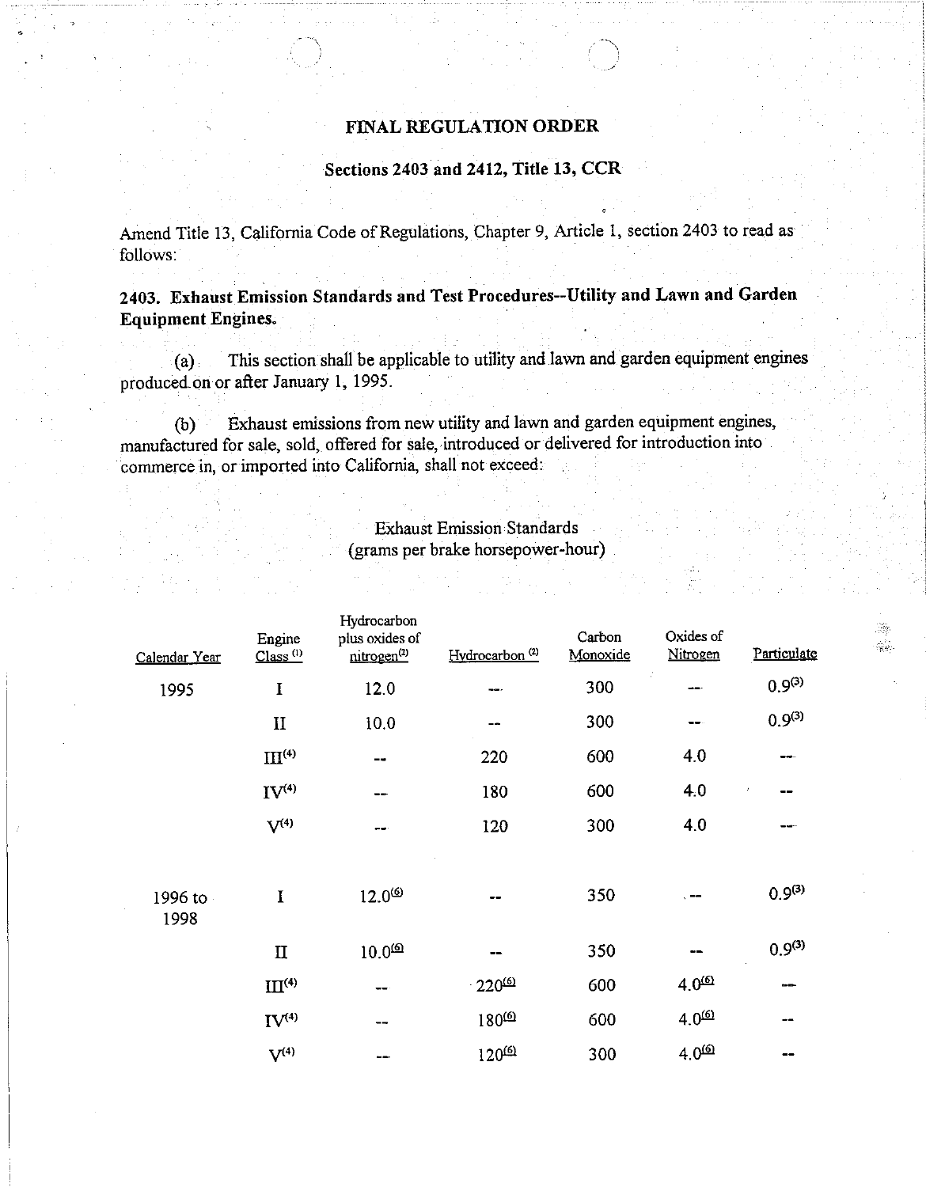**FINAL REGULATION ORDER**

**Sections 2403 and 2412, Title 13, CCR**

Amend Title 13, California Code of Regulations, Chapter 9, Article 1, section 2403 to read as follows:

**2403. Exhaust Emission Standards and Test Procedures--Utility and Lawn and Garden Equipment Engines.**

(a) This section shall be applicable to utility and lawn and garden equipment engines produced on or after January 1, 1995.

(b) Exhaust emissions from new utility and lawn and garden equipment engines, manufactured for sale, sold, offered for sale, introduced or delivered for introduction into commerce in, or imported into California, shall not exceed:

Exhaust Emission Standards
(grams per brake horsepower-hour)

| Calendar Year | Engine Class [1] | Hydrocarbon plus oxides of nitrogen[2] | Hydrocarbon [2] | Carbon Monoxide | Oxides of Nitrogen | Particulate |
|---|---|---|---|---|---|---|
| 1995 | I | 12.0 | -- | 300 | -- | 0.9[3] |
| | II | 10.0 | -- | 300 | -- | 0.9[3] |
| | III[4] | -- | 220 | 600 | 4.0 | -- |
| | IV[4] | -- | 180 | 600 | 4.0 | -- |
| | V[4] | -- | 120 | 300 | 4.0 | -- |
| 1996 to 1998 | I | 12.0[6] | -- | 350 | -- | 0.9[3] |
| | II | 10.0[6] | -- | 350 | -- | 0.9[3] |
| | III[4] | -- | 220[6] | 600 | 4.0[6] | -- |
| | IV[4] | -- | 180[6] | 600 | 4.0[6] | -- |
| | V[4] | -- | 120[6] | 300 | 4.0[6] | -- |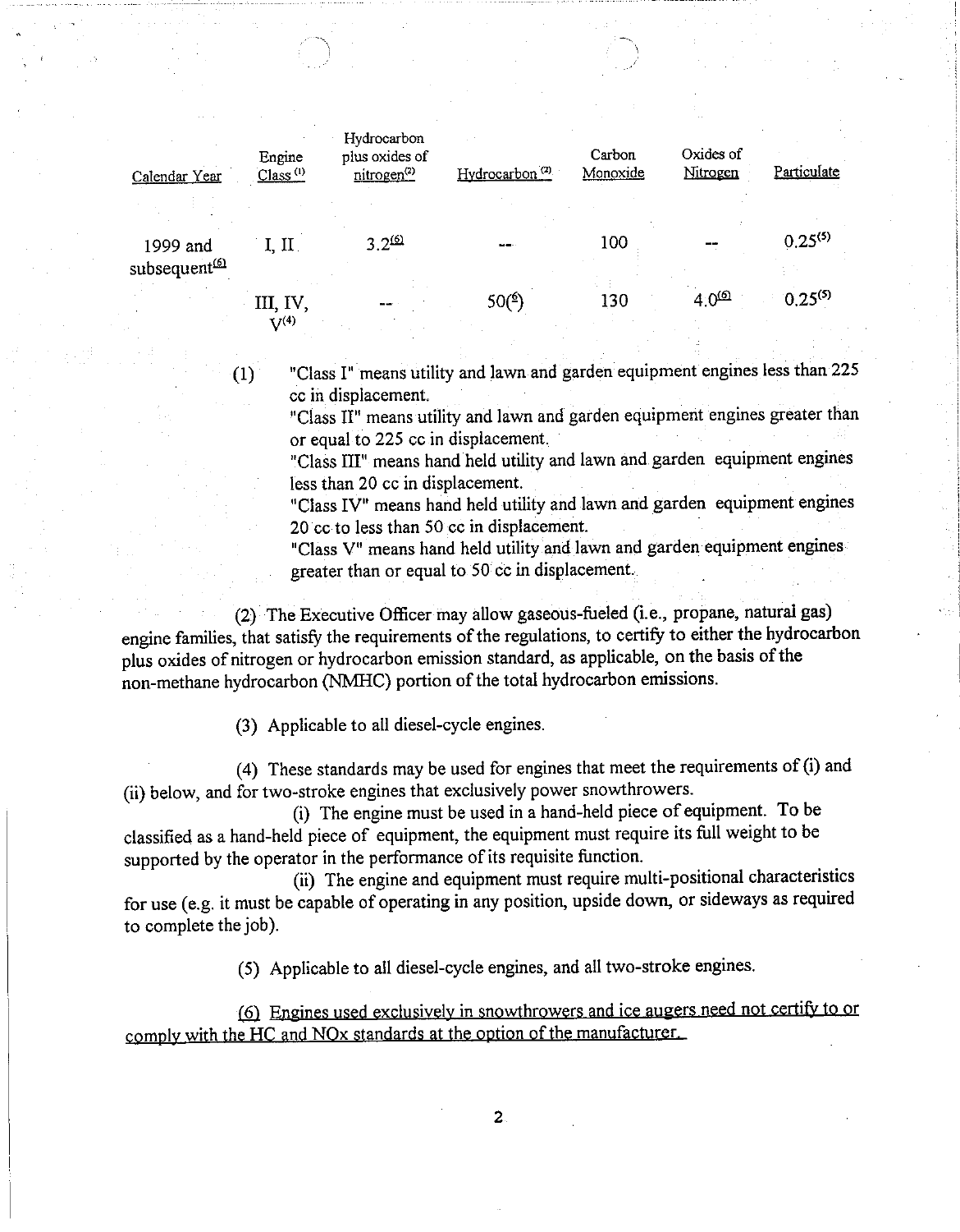| Calendar Year | Engine Class [(1)] | Hydrocarbon plus oxides of nitrogen[(2)] | Hydrocarbon [(2)] | Carbon Monoxide | Oxides of Nitrogen | Particulate |
|---|---|---|---|---|---|---|
| 1999 and subsequent[(6)] | I, II | 3.2[(6)] | -- | 100 | -- | 0.25[(5)] |
| | III, IV, V[(4)] | -- | 50([6]) | 130 | 4.0[(6)] | 0.25[(5)] |

(1) "Class I" means utility and lawn and garden equipment engines less than 225 cc in displacement.
"Class II" means utility and lawn and garden equipment engines greater than or equal to 225 cc in displacement.
"Class III" means hand held utility and lawn and garden equipment engines less than 20 cc in displacement.
"Class IV" means hand held utility and lawn and garden equipment engines 20 cc to less than 50 cc in displacement.
"Class V" means hand held utility and lawn and garden equipment engines greater than or equal to 50 cc in displacement.

(2) The Executive Officer may allow gaseous-fueled (i.e., propane, natural gas) engine families, that satisfy the requirements of the regulations, to certify to either the hydrocarbon plus oxides of nitrogen or hydrocarbon emission standard, as applicable, on the basis of the non-methane hydrocarbon (NMHC) portion of the total hydrocarbon emissions.

(3) Applicable to all diesel-cycle engines.

(4) These standards may be used for engines that meet the requirements of (i) and (ii) below, and for two-stroke engines that exclusively power snowthrowers.

(i) The engine must be used in a hand-held piece of equipment. To be classified as a hand-held piece of equipment, the equipment must require its full weight to be supported by the operator in the performance of its requisite function.

(ii) The engine and equipment must require multi-positional characteristics for use (e.g. it must be capable of operating in any position, upside down, or sideways as required to complete the job).

(5) Applicable to all diesel-cycle engines, and all two-stroke engines.

(6) Engines used exclusively in snowthrowers and ice augers need not certify to or comply with the HC and NOx standards at the option of the manufacturer.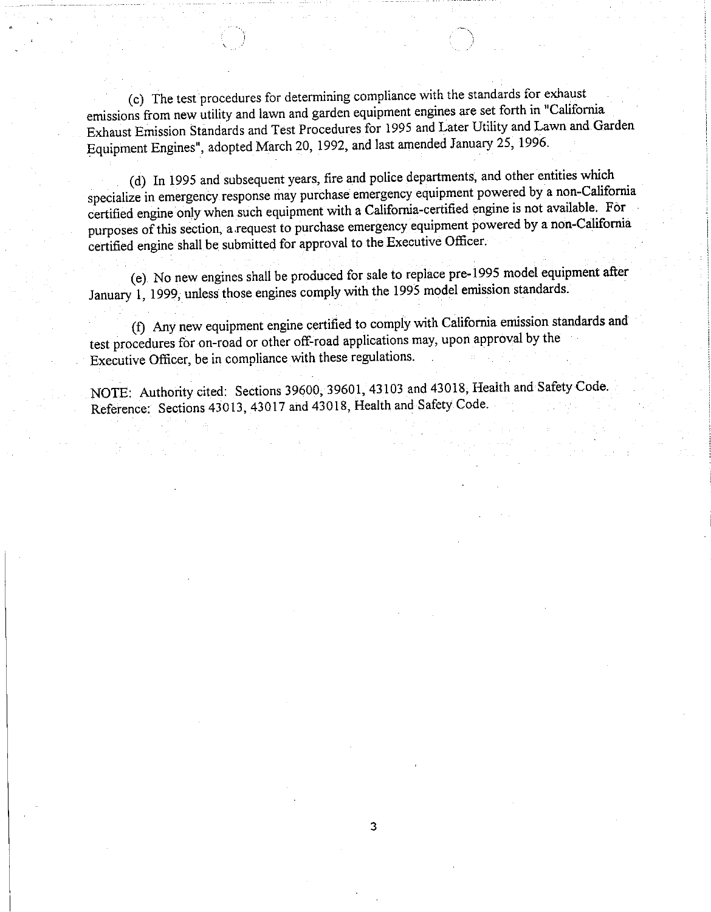(c) The test procedures for determining compliance with the standards for exhaust emissions from new utility and lawn and garden equipment engines are set forth in "California Exhaust Emission Standards and Test Procedures for 1995 and Later Utility and Lawn and Garden Equipment Engines", adopted March 20, 1992, and last amended January 25, 1996.

(d) In 1995 and subsequent years, fire and police departments, and other entities which specialize in emergency response may purchase emergency equipment powered by a non-California certified engine only when such equipment with a California-certified engine is not available. For purposes of this section, a request to purchase emergency equipment powered by a non-California certified engine shall be submitted for approval to the Executive Officer.

(e) No new engines shall be produced for sale to replace pre-1995 model equipment after January 1, 1999, unless those engines comply with the 1995 model emission standards.

(f) Any new equipment engine certified to comply with California emission standards and test procedures for on-road or other off-road applications may, upon approval by the Executive Officer, be in compliance with these regulations.

NOTE: Authority cited: Sections 39600, 39601, 43103 and 43018, Health and Safety Code. Reference: Sections 43013, 43017 and 43018, Health and Safety Code.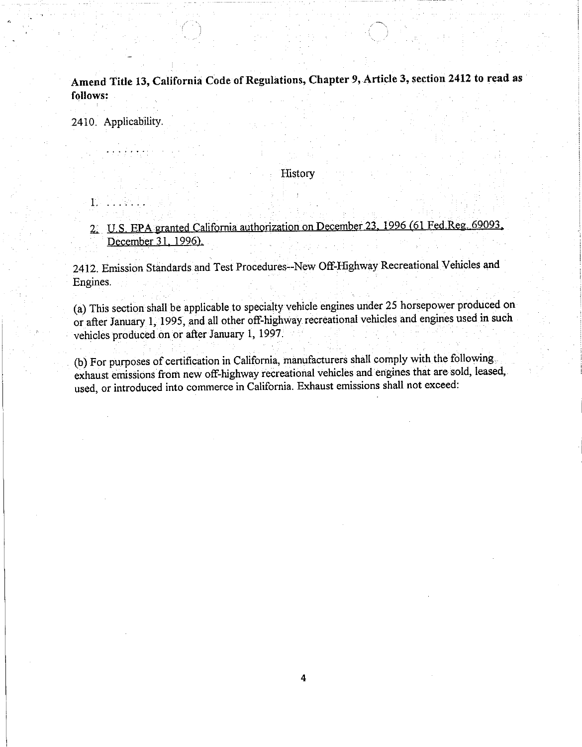**Amend Title 13, California Code of Regulations, Chapter 9, Article 3, section 2412 to read as follows:**

2410. Applicability.

. . . . . . .

History

1. . . . . . . .

2. U.S. EPA granted California authorization on December 23, 1996 (61 Fed.Reg. 69093, December 31, 1996).

2412. Emission Standards and Test Procedures--New Off-Highway Recreational Vehicles and Engines.

(a) This section shall be applicable to specialty vehicle engines under 25 horsepower produced on or after January 1, 1995, and all other off-highway recreational vehicles and engines used in such vehicles produced on or after January 1, 1997.

(b) For purposes of certification in California, manufacturers shall comply with the following exhaust emissions from new off-highway recreational vehicles and engines that are sold, leased, used, or introduced into commerce in California. Exhaust emissions shall not exceed: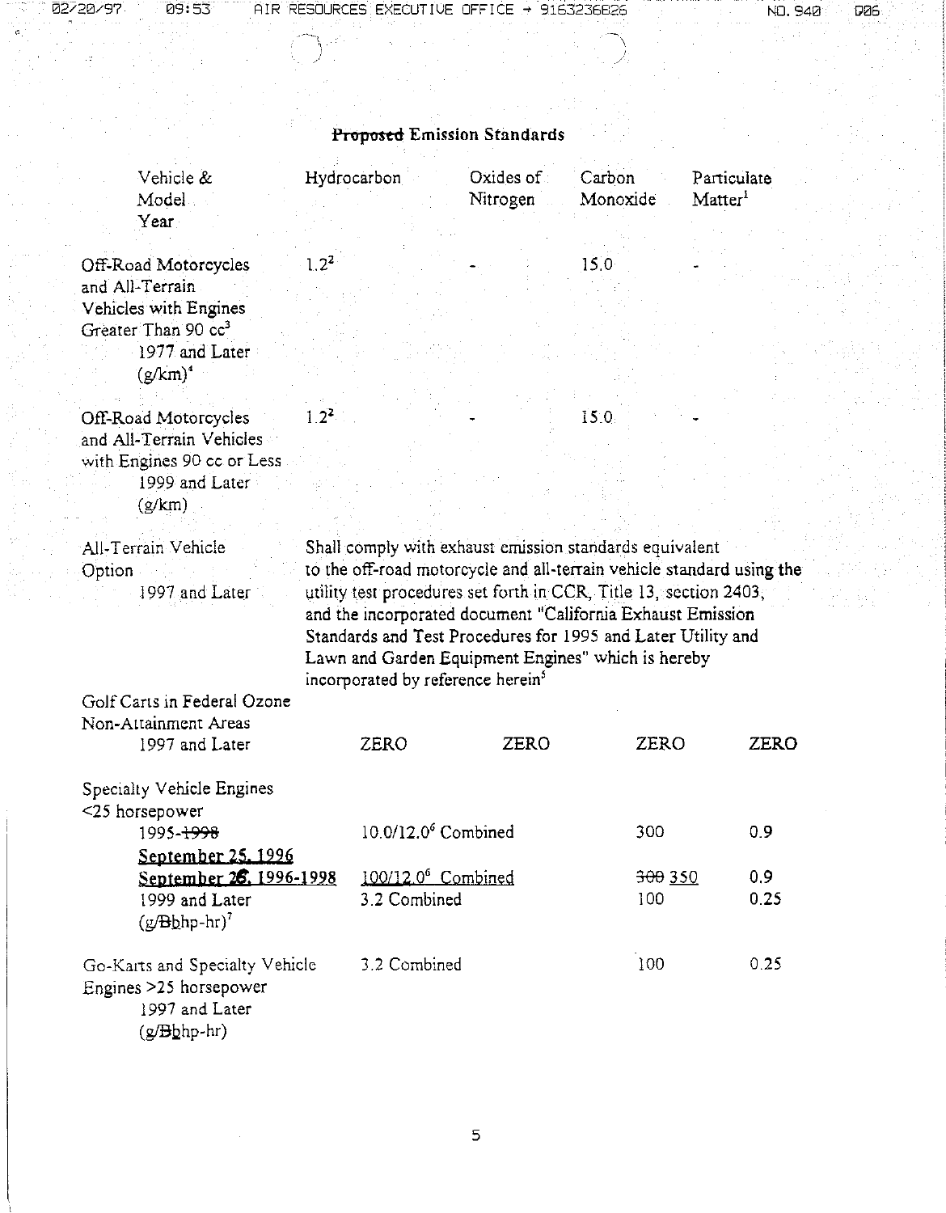## ~~Proposed~~ Emission Standards

| Vehicle & Model Year | Hydrocarbon | Oxides of Nitrogen | Carbon Monoxide | Particulate Matter[1] |
|---|---|---|---|---|
| Off-Road Motorcycles and All-Terrain Vehicles with Engines Greater Than 90 cc[3] 1977 and Later (g/km)[4] | 1.2[2] | - | 15.0 | - |
| Off-Road Motorcycles and All-Terrain Vehicles with Engines 90 cc or Less 1999 and Later (g/km) | 1.2[2] | - | 15.0 | - |
| All-Terrain Vehicle Option 1997 and Later | Shall comply with exhaust emission standards equivalent to the off-road motorcycle and all-terrain vehicle standard using the utility test procedures set forth in CCR, Title 13, section 2403, and the incorporated document "California Exhaust Emission Standards and Test Procedures for 1995 and Later Utility and Lawn and Garden Equipment Engines" which is hereby incorporated by reference herein[5] | | | |
| Golf Carts in Federal Ozone Non-Attainment Areas 1997 and Later | ZERO | ZERO | ZERO | ZERO |
| Specialty Vehicle Engines <25 horsepower | | | | |
| 1995-~~1998~~ <u>September 25, 1996</u> | 10.0/12.0[6] Combined | | 300 | 0.9 |
| <u>September 26, 1996-1998</u> | <u>100/12.0[6] Combined</u> | | ~~300~~ 350 | 0.9 |
| 1999 and Later (g/~~B~~<u>b</u>hp-hr)[7] | 3.2 Combined | | 100 | 0.25 |
| Go-Karts and Specialty Vehicle Engines >25 horsepower 1997 and Later (g/~~B~~<u>b</u>hp-hr) | 3.2 Combined | | 100 | 0.25 |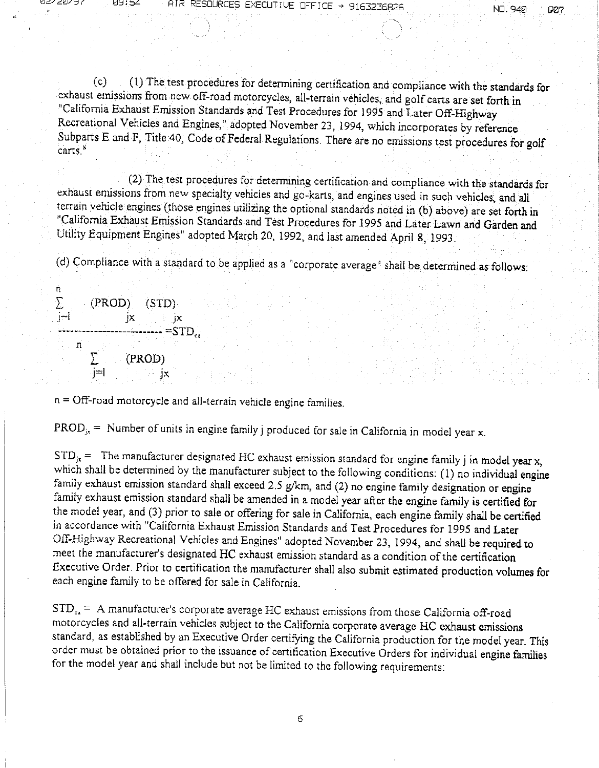(c) (1) The test procedures for determining certification and compliance with the standards for exhaust emissions from new off-road motorcycles, all-terrain vehicles, and golf carts are set forth in "California Exhaust Emission Standards and Test Procedures for 1995 and Later Off-Highway Recreational Vehicles and Engines," adopted November 23, 1994, which incorporates by reference Subparts E and F, Title 40, Code of Federal Regulations. There are no emissions test procedures for golf carts.[8]

(2) The test procedures for determining certification and compliance with the standards for exhaust emissions from new specialty vehicles and go-karts, and engines used in such vehicles, and all terrain vehicle engines (those engines utilizing the optional standards noted in (b) above) are set forth in "California Exhaust Emission Standards and Test Procedures for 1995 and Later Lawn and Garden and Utility Equipment Engines" adopted March 20, 1992, and last amended April 8, 1993.

(d) Compliance with a standard to be applied as a "corporate average" shall be determined as follows:

$$\frac{\sum_{j=1}^{n} (PROD)_{jx} \, (STD)_{jx}}{\sum_{j=1}^{n} (PROD)_{jx}} = STD_{ca}$$

n = Off-road motorcycle and all-terrain vehicle engine families.

$PROD_{jx}$ = Number of units in engine family j produced for sale in California in model year x.

$STD_{jx}$ = The manufacturer designated HC exhaust emission standard for engine family j in model year x, which shall be determined by the manufacturer subject to the following conditions: (1) no individual engine family exhaust emission standard shall exceed 2.5 g/km, and (2) no engine family designation or engine family exhaust emission standard shall be amended in a model year after the engine family is certified for the model year, and (3) prior to sale or offering for sale in California, each engine family shall be certified in accordance with "California Exhaust Emission Standards and Test Procedures for 1995 and Later Off-Highway Recreational Vehicles and Engines" adopted November 23, 1994, and shall be required to meet the manufacturer's designated HC exhaust emission standard as a condition of the certification Executive Order. Prior to certification the manufacturer shall also submit estimated production volumes for each engine family to be offered for sale in California.

$STD_{ca}$ = A manufacturer's corporate average HC exhaust emissions from those California off-road motorcycles and all-terrain vehicles subject to the California corporate average HC exhaust emissions standard, as established by an Executive Order certifying the California production for the model year. This order must be obtained prior to the issuance of certification Executive Orders for individual engine families for the model year and shall include but not be limited to the following requirements: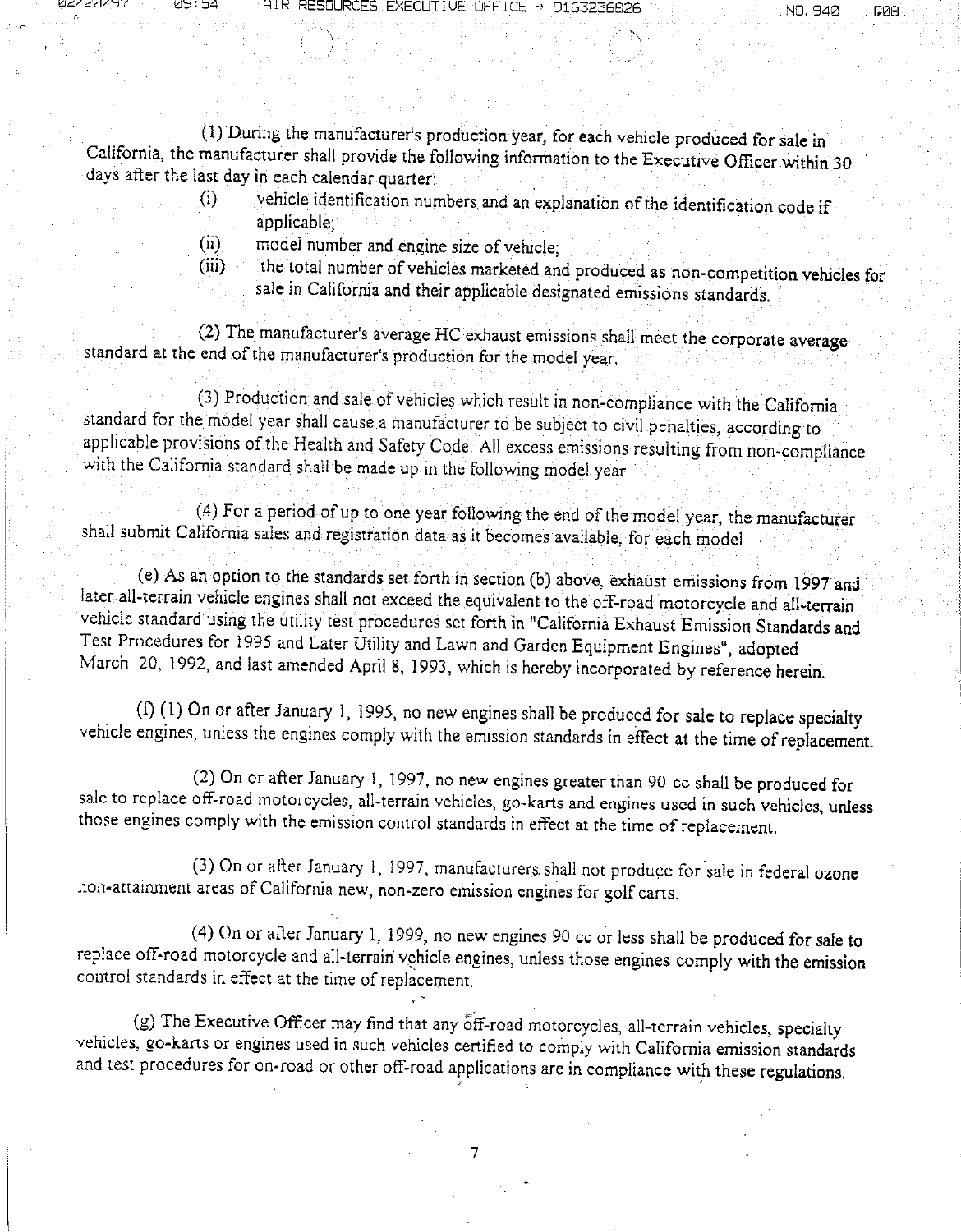(1) During the manufacturer's production year, for each vehicle produced for sale in California, the manufacturer shall provide the following information to the Executive Officer within 30 days after the last day in each calendar quarter:

(i) vehicle identification numbers and an explanation of the identification code if applicable;

(ii) model number and engine size of vehicle;

(iii) the total number of vehicles marketed and produced as non-competition vehicles for sale in California and their applicable designated emissions standards.

(2) The manufacturer's average HC exhaust emissions shall meet the corporate average standard at the end of the manufacturer's production for the model year.

(3) Production and sale of vehicles which result in non-compliance with the California standard for the model year shall cause a manufacturer to be subject to civil penalties, according to applicable provisions of the Health and Safety Code. All excess emissions resulting from non-compliance with the California standard shall be made up in the following model year.

(4) For a period of up to one year following the end of the model year, the manufacturer shall submit California sales and registration data as it becomes available, for each model.

(e) As an option to the standards set forth in section (b) above, exhaust emissions from 1997 and later all-terrain vehicle engines shall not exceed the equivalent to the off-road motorcycle and all-terrain vehicle standard using the utility test procedures set forth in "California Exhaust Emission Standards and Test Procedures for 1995 and Later Utility and Lawn and Garden Equipment Engines", adopted March 20, 1992, and last amended April 8, 1993, which is hereby incorporated by reference herein.

(f) (1) On or after January 1, 1995, no new engines shall be produced for sale to replace specialty vehicle engines, unless the engines comply with the emission standards in effect at the time of replacement.

(2) On or after January 1, 1997, no new engines greater than 90 cc shall be produced for sale to replace off-road motorcycles, all-terrain vehicles, go-karts and engines used in such vehicles, unless those engines comply with the emission control standards in effect at the time of replacement.

(3) On or after January 1, 1997, manufacturers shall not produce for sale in federal ozone non-attainment areas of California new, non-zero emission engines for golf carts.

(4) On or after January 1, 1999, no new engines 90 cc or less shall be produced for sale to replace off-road motorcycle and all-terrain vehicle engines, unless those engines comply with the emission control standards in effect at the time of replacement.

(g) The Executive Officer may find that any off-road motorcycles, all-terrain vehicles, specialty vehicles, go-karts or engines used in such vehicles certified to comply with California emission standards and test procedures for on-road or other off-road applications are in compliance with these regulations.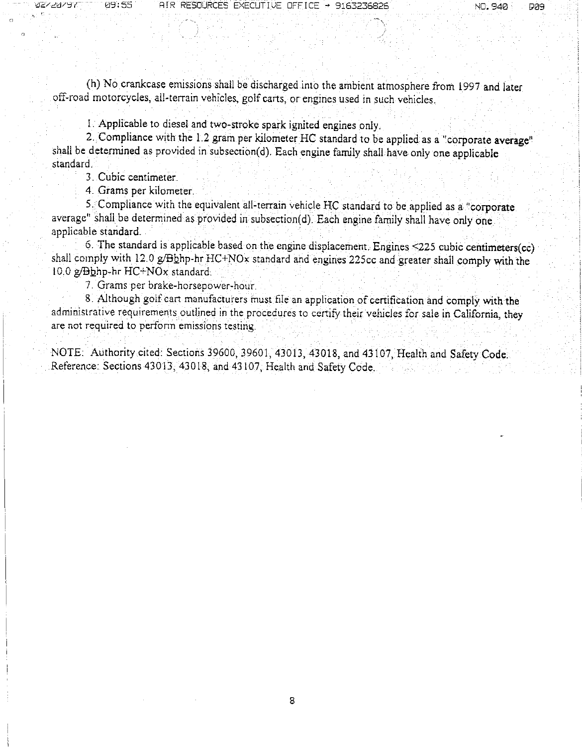(h) No crankcase emissions shall be discharged into the ambient atmosphere from 1997 and later off-road motorcycles, all-terrain vehicles, golf carts, or engines used in such vehicles.

1. Applicable to diesel and two-stroke spark ignited engines only.
2. Compliance with the 1.2 gram per kilometer HC standard to be applied as a "corporate average" shall be determined as provided in subsection(d). Each engine family shall have only one applicable standard.
3. Cubic centimeter.
4. Grams per kilometer.
5. Compliance with the equivalent all-terrain vehicle HC standard to be applied as a "corporate average" shall be determined as provided in subsection(d). Each engine family shall have only one applicable standard.
6. The standard is applicable based on the engine displacement. Engines <225 cubic centimeters(cc) shall comply with 12.0 g/Bbhp-hr HC+NOx standard and engines 225cc and greater shall comply with the 10.0 g/Bbhp-hr HC+NOx standard.
7. Grams per brake-horsepower-hour.
8. Although golf cart manufacturers must file an application of certification and comply with the administrative requirements outlined in the procedures to certify their vehicles for sale in California, they are not required to perform emissions testing.

NOTE: Authority cited: Sections 39600, 39601, 43013, 43018, and 43107, Health and Safety Code. Reference: Sections 43013, 43018, and 43107, Health and Safety Code.